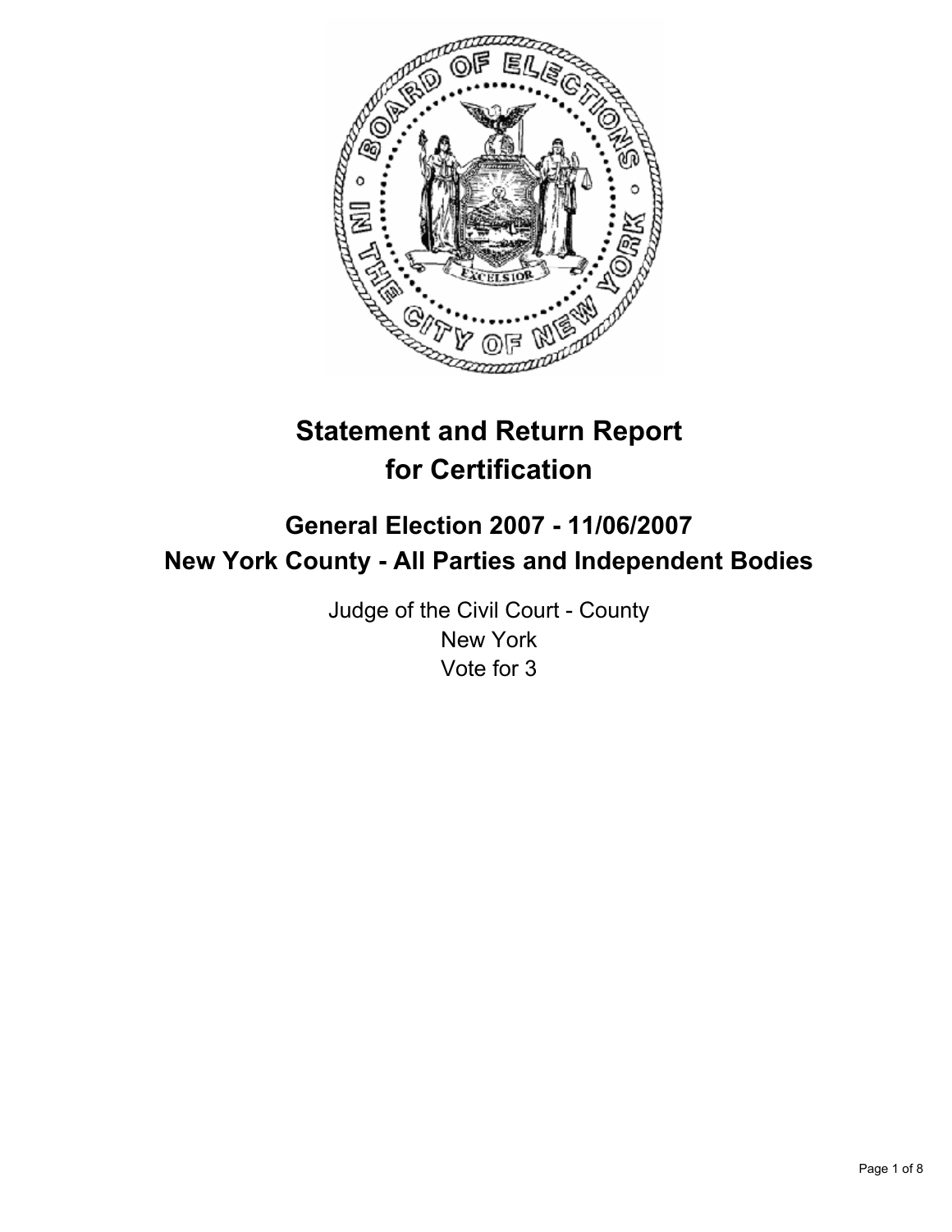# Statement and Return Report for Certification

## General Election 2007 - 11/06/2007
## New York County - All Parties and Independent Bodies

Judge of the Civil Court - County
New York
Vote for 3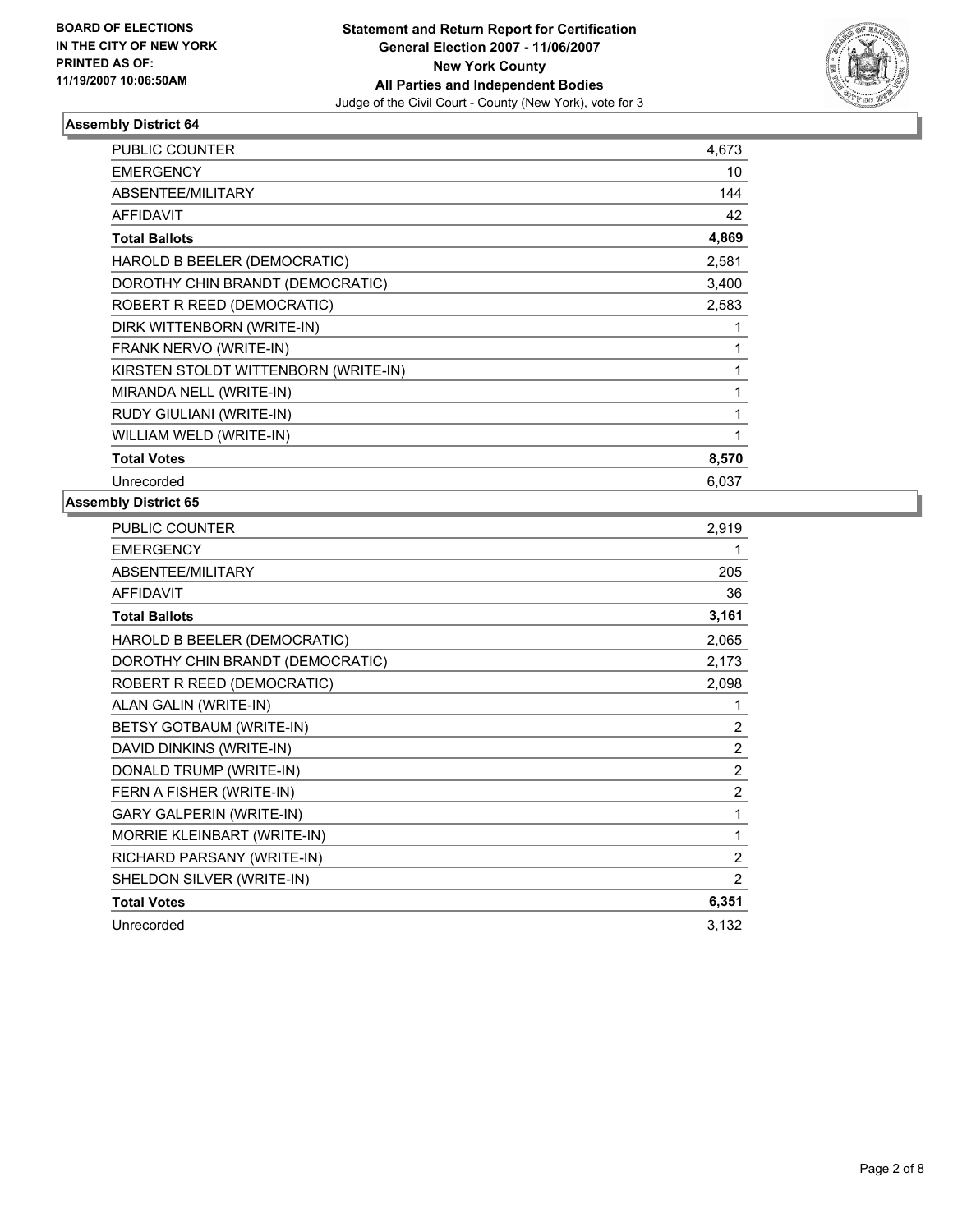**BOARD OF ELECTIONS IN THE CITY OF NEW YORK PRINTED AS OF: 11/19/2007 10:06:50AM**

# Statement and Return Report for Certification General Election 2007 - 11/06/2007 New York County All Parties and Independent Bodies

Judge of the Civil Court - County (New York), vote for 3

## Assembly District 64

| | |
|---|---|
| PUBLIC COUNTER | 4,673 |
| EMERGENCY | 10 |
| ABSENTEE/MILITARY | 144 |
| AFFIDAVIT | 42 |
| **Total Ballots** | **4,869** |
| HAROLD B BEELER (DEMOCRATIC) | 2,581 |
| DOROTHY CHIN BRANDT (DEMOCRATIC) | 3,400 |
| ROBERT R REED (DEMOCRATIC) | 2,583 |
| DIRK WITTENBORN (WRITE-IN) | 1 |
| FRANK NERVO (WRITE-IN) | 1 |
| KIRSTEN STOLDT WITTENBORN (WRITE-IN) | 1 |
| MIRANDA NELL (WRITE-IN) | 1 |
| RUDY GIULIANI (WRITE-IN) | 1 |
| WILLIAM WELD (WRITE-IN) | 1 |
| **Total Votes** | **8,570** |
| Unrecorded | 6,037 |

## Assembly District 65

| | |
|---|---|
| PUBLIC COUNTER | 2,919 |
| EMERGENCY | 1 |
| ABSENTEE/MILITARY | 205 |
| AFFIDAVIT | 36 |
| **Total Ballots** | **3,161** |
| HAROLD B BEELER (DEMOCRATIC) | 2,065 |
| DOROTHY CHIN BRANDT (DEMOCRATIC) | 2,173 |
| ROBERT R REED (DEMOCRATIC) | 2,098 |
| ALAN GALIN (WRITE-IN) | 1 |
| BETSY GOTBAUM (WRITE-IN) | 2 |
| DAVID DINKINS (WRITE-IN) | 2 |
| DONALD TRUMP (WRITE-IN) | 2 |
| FERN A FISHER (WRITE-IN) | 2 |
| GARY GALPERIN (WRITE-IN) | 1 |
| MORRIE KLEINBART (WRITE-IN) | 1 |
| RICHARD PARSANY (WRITE-IN) | 2 |
| SHELDON SILVER (WRITE-IN) | 2 |
| **Total Votes** | **6,351** |
| Unrecorded | 3,132 |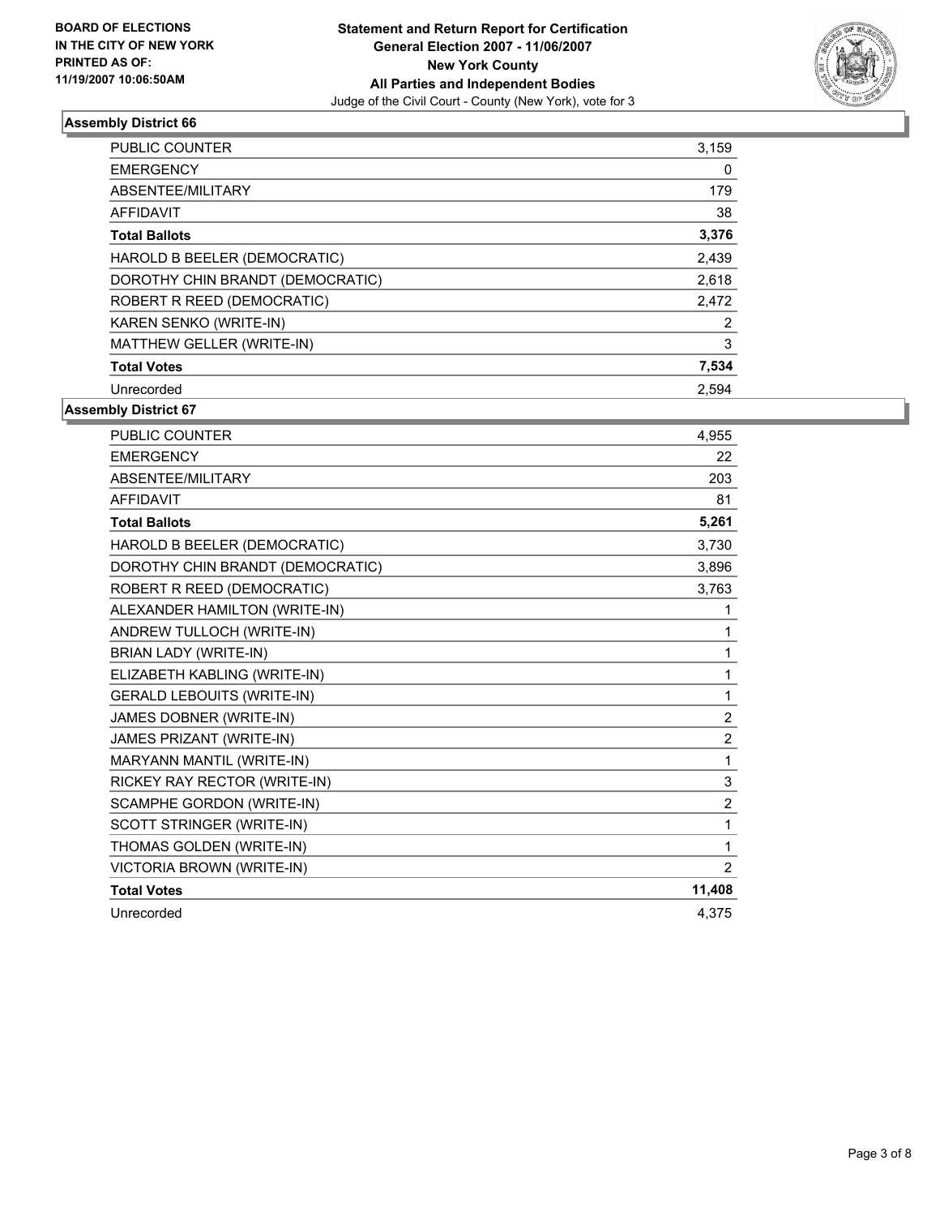**BOARD OF ELECTIONS IN THE CITY OF NEW YORK PRINTED AS OF: 11/19/2007 10:06:50AM**

**Statement and Return Report for Certification General Election 2007 - 11/06/2007 New York County All Parties and Independent Bodies**

Judge of the Civil Court - County (New York), vote for 3

## Assembly District 66

| | |
|---|---|
| PUBLIC COUNTER | 3,159 |
| EMERGENCY | 0 |
| ABSENTEE/MILITARY | 179 |
| AFFIDAVIT | 38 |
| **Total Ballots** | **3,376** |
| HAROLD B BEELER (DEMOCRATIC) | 2,439 |
| DOROTHY CHIN BRANDT (DEMOCRATIC) | 2,618 |
| ROBERT R REED (DEMOCRATIC) | 2,472 |
| KAREN SENKO (WRITE-IN) | 2 |
| MATTHEW GELLER (WRITE-IN) | 3 |
| **Total Votes** | **7,534** |
| Unrecorded | 2,594 |

## Assembly District 67

| | |
|---|---|
| PUBLIC COUNTER | 4,955 |
| EMERGENCY | 22 |
| ABSENTEE/MILITARY | 203 |
| AFFIDAVIT | 81 |
| **Total Ballots** | **5,261** |
| HAROLD B BEELER (DEMOCRATIC) | 3,730 |
| DOROTHY CHIN BRANDT (DEMOCRATIC) | 3,896 |
| ROBERT R REED (DEMOCRATIC) | 3,763 |
| ALEXANDER HAMILTON (WRITE-IN) | 1 |
| ANDREW TULLOCH (WRITE-IN) | 1 |
| BRIAN LADY (WRITE-IN) | 1 |
| ELIZABETH KABLING (WRITE-IN) | 1 |
| GERALD LEBOUITS (WRITE-IN) | 1 |
| JAMES DOBNER (WRITE-IN) | 2 |
| JAMES PRIZANT (WRITE-IN) | 2 |
| MARYANN MANTIL (WRITE-IN) | 1 |
| RICKEY RAY RECTOR (WRITE-IN) | 3 |
| SCAMPHE GORDON (WRITE-IN) | 2 |
| SCOTT STRINGER (WRITE-IN) | 1 |
| THOMAS GOLDEN (WRITE-IN) | 1 |
| VICTORIA BROWN (WRITE-IN) | 2 |
| **Total Votes** | **11,408** |
| Unrecorded | 4,375 |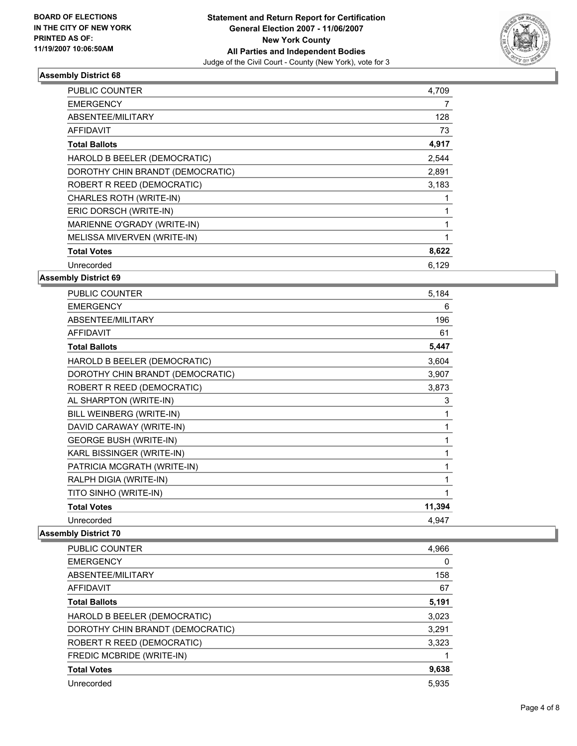**BOARD OF ELECTIONS IN THE CITY OF NEW YORK PRINTED AS OF: 11/19/2007 10:06:50AM**

# Statement and Return Report for Certification
## General Election 2007 - 11/06/2007
## New York County
## All Parties and Independent Bodies
Judge of the Civil Court - County (New York), vote for 3

### Assembly District 68

| | |
|---|---|
| PUBLIC COUNTER | 4,709 |
| EMERGENCY | 7 |
| ABSENTEE/MILITARY | 128 |
| AFFIDAVIT | 73 |
| **Total Ballots** | **4,917** |
| HAROLD B BEELER (DEMOCRATIC) | 2,544 |
| DOROTHY CHIN BRANDT (DEMOCRATIC) | 2,891 |
| ROBERT R REED (DEMOCRATIC) | 3,183 |
| CHARLES ROTH (WRITE-IN) | 1 |
| ERIC DORSCH (WRITE-IN) | 1 |
| MARIENNE O'GRADY (WRITE-IN) | 1 |
| MELISSA MIVERVEN (WRITE-IN) | 1 |
| **Total Votes** | **8,622** |
| Unrecorded | 6,129 |

### Assembly District 69

| | |
|---|---|
| PUBLIC COUNTER | 5,184 |
| EMERGENCY | 6 |
| ABSENTEE/MILITARY | 196 |
| AFFIDAVIT | 61 |
| **Total Ballots** | **5,447** |
| HAROLD B BEELER (DEMOCRATIC) | 3,604 |
| DOROTHY CHIN BRANDT (DEMOCRATIC) | 3,907 |
| ROBERT R REED (DEMOCRATIC) | 3,873 |
| AL SHARPTON (WRITE-IN) | 3 |
| BILL WEINBERG (WRITE-IN) | 1 |
| DAVID CARAWAY (WRITE-IN) | 1 |
| GEORGE BUSH (WRITE-IN) | 1 |
| KARL BISSINGER (WRITE-IN) | 1 |
| PATRICIA MCGRATH (WRITE-IN) | 1 |
| RALPH DIGIA (WRITE-IN) | 1 |
| TITO SINHO (WRITE-IN) | 1 |
| **Total Votes** | **11,394** |
| Unrecorded | 4,947 |

### Assembly District 70

| | |
|---|---|
| PUBLIC COUNTER | 4,966 |
| EMERGENCY | 0 |
| ABSENTEE/MILITARY | 158 |
| AFFIDAVIT | 67 |
| **Total Ballots** | **5,191** |
| HAROLD B BEELER (DEMOCRATIC) | 3,023 |
| DOROTHY CHIN BRANDT (DEMOCRATIC) | 3,291 |
| ROBERT R REED (DEMOCRATIC) | 3,323 |
| FREDIC MCBRIDE (WRITE-IN) | 1 |
| **Total Votes** | **9,638** |
| Unrecorded | 5,935 |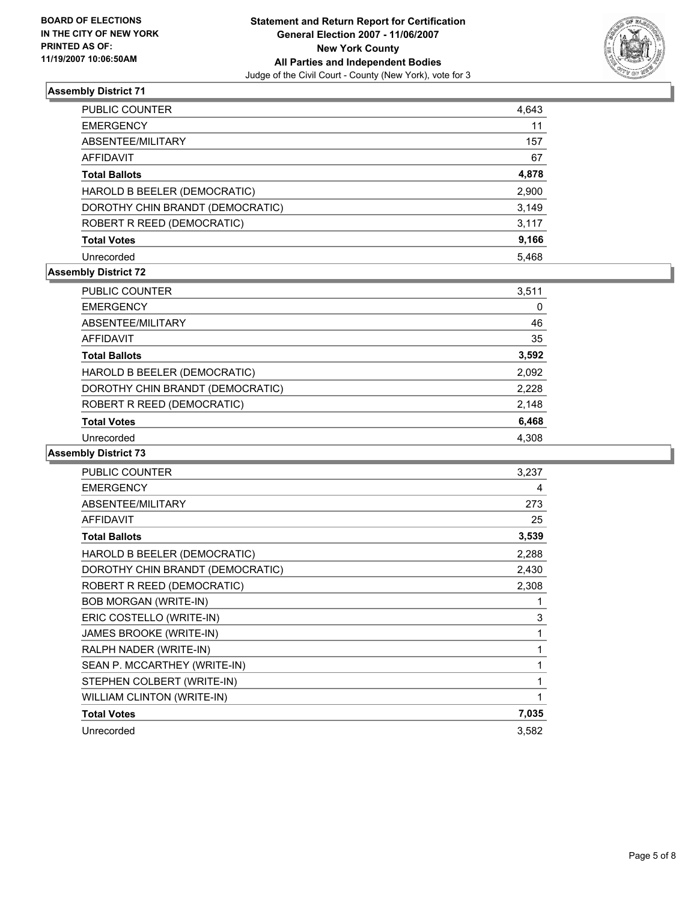**BOARD OF ELECTIONS IN THE CITY OF NEW YORK PRINTED AS OF: 11/19/2007 10:06:50AM**

**Statement and Return Report for Certification General Election 2007 - 11/06/2007 New York County All Parties and Independent Bodies**

Judge of the Civil Court - County (New York), vote for 3

### Assembly District 71

| | |
|---|---|
| PUBLIC COUNTER | 4,643 |
| EMERGENCY | 11 |
| ABSENTEE/MILITARY | 157 |
| AFFIDAVIT | 67 |
| **Total Ballots** | **4,878** |
| HAROLD B BEELER (DEMOCRATIC) | 2,900 |
| DOROTHY CHIN BRANDT (DEMOCRATIC) | 3,149 |
| ROBERT R REED (DEMOCRATIC) | 3,117 |
| **Total Votes** | **9,166** |
| Unrecorded | 5,468 |

### Assembly District 72

| | |
|---|---|
| PUBLIC COUNTER | 3,511 |
| EMERGENCY | 0 |
| ABSENTEE/MILITARY | 46 |
| AFFIDAVIT | 35 |
| **Total Ballots** | **3,592** |
| HAROLD B BEELER (DEMOCRATIC) | 2,092 |
| DOROTHY CHIN BRANDT (DEMOCRATIC) | 2,228 |
| ROBERT R REED (DEMOCRATIC) | 2,148 |
| **Total Votes** | **6,468** |
| Unrecorded | 4,308 |

### Assembly District 73

| | |
|---|---|
| PUBLIC COUNTER | 3,237 |
| EMERGENCY | 4 |
| ABSENTEE/MILITARY | 273 |
| AFFIDAVIT | 25 |
| **Total Ballots** | **3,539** |
| HAROLD B BEELER (DEMOCRATIC) | 2,288 |
| DOROTHY CHIN BRANDT (DEMOCRATIC) | 2,430 |
| ROBERT R REED (DEMOCRATIC) | 2,308 |
| BOB MORGAN (WRITE-IN) | 1 |
| ERIC COSTELLO (WRITE-IN) | 3 |
| JAMES BROOKE (WRITE-IN) | 1 |
| RALPH NADER (WRITE-IN) | 1 |
| SEAN P. MCCARTHEY (WRITE-IN) | 1 |
| STEPHEN COLBERT (WRITE-IN) | 1 |
| WILLIAM CLINTON (WRITE-IN) | 1 |
| **Total Votes** | **7,035** |
| Unrecorded | 3,582 |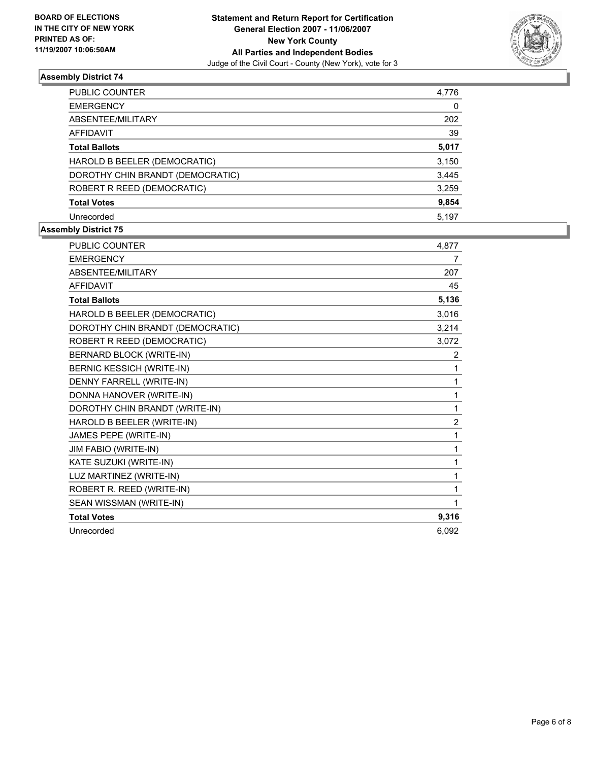**BOARD OF ELECTIONS IN THE CITY OF NEW YORK PRINTED AS OF: 11/19/2007 10:06:50AM**

**Statement and Return Report for Certification**
**General Election 2007 - 11/06/2007**
**New York County**
**All Parties and Independent Bodies**
Judge of the Civil Court - County (New York), vote for 3

## Assembly District 74

| | |
|---|---|
| PUBLIC COUNTER | 4,776 |
| EMERGENCY | 0 |
| ABSENTEE/MILITARY | 202 |
| AFFIDAVIT | 39 |
| **Total Ballots** | **5,017** |
| HAROLD B BEELER (DEMOCRATIC) | 3,150 |
| DOROTHY CHIN BRANDT (DEMOCRATIC) | 3,445 |
| ROBERT R REED (DEMOCRATIC) | 3,259 |
| **Total Votes** | **9,854** |
| Unrecorded | 5,197 |

## Assembly District 75

| | |
|---|---|
| PUBLIC COUNTER | 4,877 |
| EMERGENCY | 7 |
| ABSENTEE/MILITARY | 207 |
| AFFIDAVIT | 45 |
| **Total Ballots** | **5,136** |
| HAROLD B BEELER (DEMOCRATIC) | 3,016 |
| DOROTHY CHIN BRANDT (DEMOCRATIC) | 3,214 |
| ROBERT R REED (DEMOCRATIC) | 3,072 |
| BERNARD BLOCK (WRITE-IN) | 2 |
| BERNIC KESSICH (WRITE-IN) | 1 |
| DENNY FARRELL (WRITE-IN) | 1 |
| DONNA HANOVER (WRITE-IN) | 1 |
| DOROTHY CHIN BRANDT (WRITE-IN) | 1 |
| HAROLD B BEELER (WRITE-IN) | 2 |
| JAMES PEPE (WRITE-IN) | 1 |
| JIM FABIO (WRITE-IN) | 1 |
| KATE SUZUKI (WRITE-IN) | 1 |
| LUZ MARTINEZ (WRITE-IN) | 1 |
| ROBERT R. REED (WRITE-IN) | 1 |
| SEAN WISSMAN (WRITE-IN) | 1 |
| **Total Votes** | **9,316** |
| Unrecorded | 6,092 |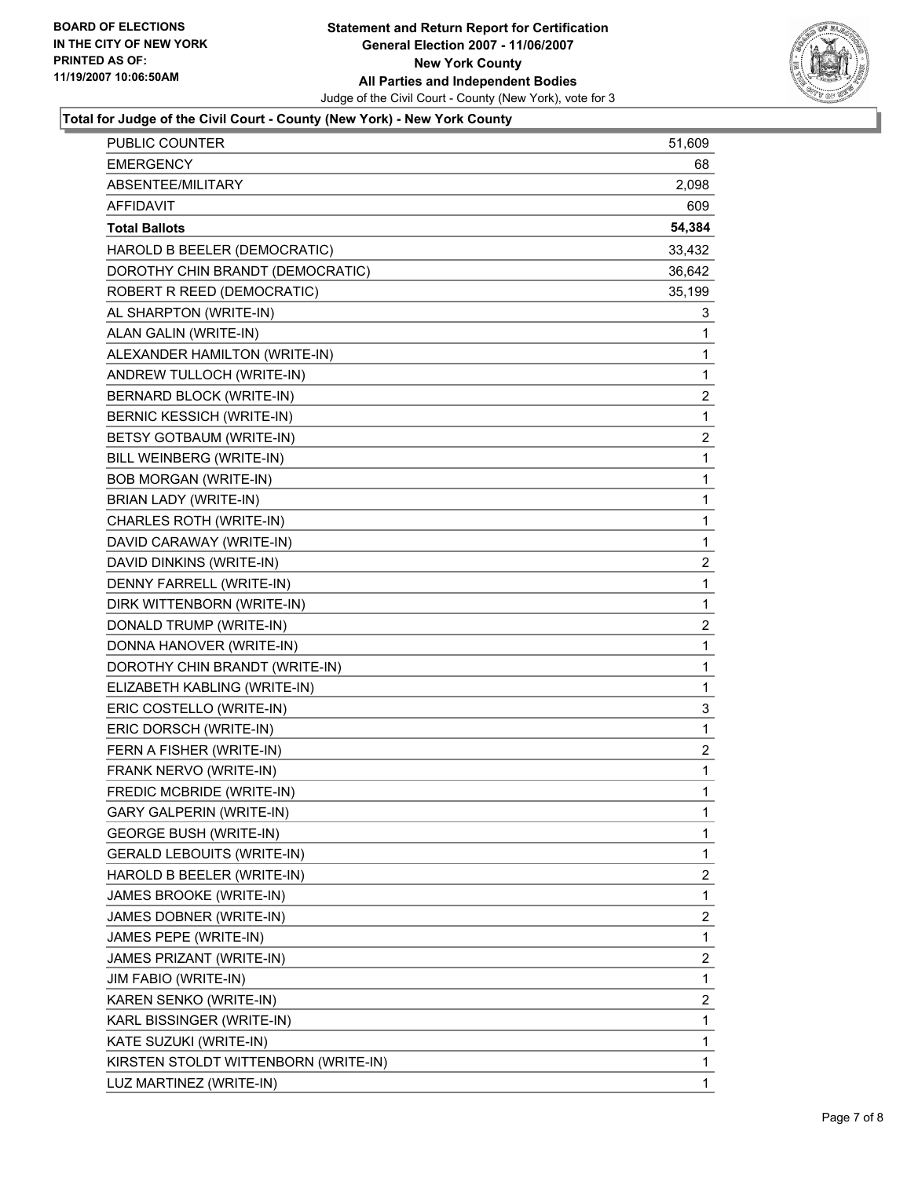**BOARD OF ELECTIONS IN THE CITY OF NEW YORK PRINTED AS OF: 11/19/2007 10:06:50AM**

# Statement and Return Report for Certification
## General Election 2007 - 11/06/2007
## New York County
## All Parties and Independent Bodies
Judge of the Civil Court - County (New York), vote for 3

### Total for Judge of the Civil Court - County (New York) - New York County

| | |
|---|---|
| PUBLIC COUNTER | 51,609 |
| EMERGENCY | 68 |
| ABSENTEE/MILITARY | 2,098 |
| AFFIDAVIT | 609 |
| **Total Ballots** | **54,384** |
| HAROLD B BEELER (DEMOCRATIC) | 33,432 |
| DOROTHY CHIN BRANDT (DEMOCRATIC) | 36,642 |
| ROBERT R REED (DEMOCRATIC) | 35,199 |
| AL SHARPTON (WRITE-IN) | 3 |
| ALAN GALIN (WRITE-IN) | 1 |
| ALEXANDER HAMILTON (WRITE-IN) | 1 |
| ANDREW TULLOCH (WRITE-IN) | 1 |
| BERNARD BLOCK (WRITE-IN) | 2 |
| BERNIC KESSICH (WRITE-IN) | 1 |
| BETSY GOTBAUM (WRITE-IN) | 2 |
| BILL WEINBERG (WRITE-IN) | 1 |
| BOB MORGAN (WRITE-IN) | 1 |
| BRIAN LADY (WRITE-IN) | 1 |
| CHARLES ROTH (WRITE-IN) | 1 |
| DAVID CARAWAY (WRITE-IN) | 1 |
| DAVID DINKINS (WRITE-IN) | 2 |
| DENNY FARRELL (WRITE-IN) | 1 |
| DIRK WITTENBORN (WRITE-IN) | 1 |
| DONALD TRUMP (WRITE-IN) | 2 |
| DONNA HANOVER (WRITE-IN) | 1 |
| DOROTHY CHIN BRANDT (WRITE-IN) | 1 |
| ELIZABETH KABLING (WRITE-IN) | 1 |
| ERIC COSTELLO (WRITE-IN) | 3 |
| ERIC DORSCH (WRITE-IN) | 1 |
| FERN A FISHER (WRITE-IN) | 2 |
| FRANK NERVO (WRITE-IN) | 1 |
| FREDIC MCBRIDE (WRITE-IN) | 1 |
| GARY GALPERIN (WRITE-IN) | 1 |
| GEORGE BUSH (WRITE-IN) | 1 |
| GERALD LEBOUITS (WRITE-IN) | 1 |
| HAROLD B BEELER (WRITE-IN) | 2 |
| JAMES BROOKE (WRITE-IN) | 1 |
| JAMES DOBNER (WRITE-IN) | 2 |
| JAMES PEPE (WRITE-IN) | 1 |
| JAMES PRIZANT (WRITE-IN) | 2 |
| JIM FABIO (WRITE-IN) | 1 |
| KAREN SENKO (WRITE-IN) | 2 |
| KARL BISSINGER (WRITE-IN) | 1 |
| KATE SUZUKI (WRITE-IN) | 1 |
| KIRSTEN STOLDT WITTENBORN (WRITE-IN) | 1 |
| LUZ MARTINEZ (WRITE-IN) | 1 |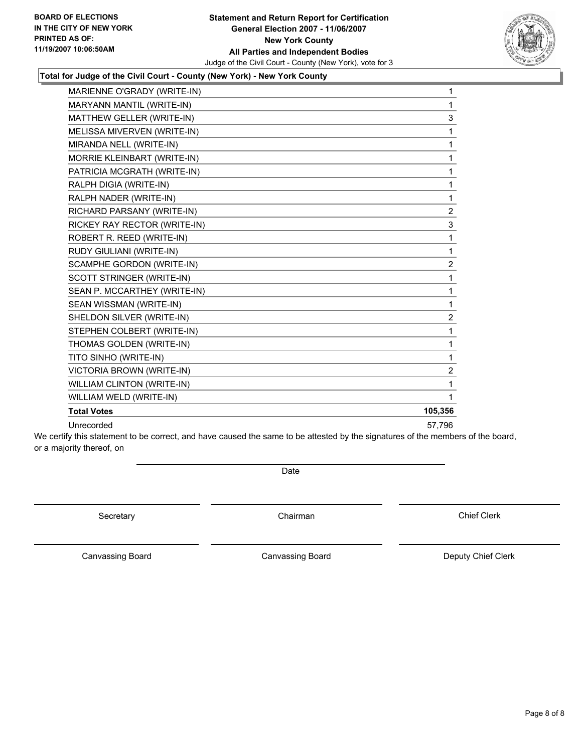**BOARD OF ELECTIONS IN THE CITY OF NEW YORK PRINTED AS OF: 11/19/2007 10:06:50AM**

**Statement and Return Report for Certification General Election 2007 - 11/06/2007 New York County All Parties and Independent Bodies**

Judge of the Civil Court - County (New York), vote for 3

**Total for Judge of the Civil Court - County (New York) - New York County**

| | |
|---|---|
| MARIENNE O'GRADY (WRITE-IN) | 1 |
| MARYANN MANTIL (WRITE-IN) | 1 |
| MATTHEW GELLER (WRITE-IN) | 3 |
| MELISSA MIVERVEN (WRITE-IN) | 1 |
| MIRANDA NELL (WRITE-IN) | 1 |
| MORRIE KLEINBART (WRITE-IN) | 1 |
| PATRICIA MCGRATH (WRITE-IN) | 1 |
| RALPH DIGIA (WRITE-IN) | 1 |
| RALPH NADER (WRITE-IN) | 1 |
| RICHARD PARSANY (WRITE-IN) | 2 |
| RICKEY RAY RECTOR (WRITE-IN) | 3 |
| ROBERT R. REED (WRITE-IN) | 1 |
| RUDY GIULIANI (WRITE-IN) | 1 |
| SCAMPHE GORDON (WRITE-IN) | 2 |
| SCOTT STRINGER (WRITE-IN) | 1 |
| SEAN P. MCCARTHEY (WRITE-IN) | 1 |
| SEAN WISSMAN (WRITE-IN) | 1 |
| SHELDON SILVER (WRITE-IN) | 2 |
| STEPHEN COLBERT (WRITE-IN) | 1 |
| THOMAS GOLDEN (WRITE-IN) | 1 |
| TITO SINHO (WRITE-IN) | 1 |
| VICTORIA BROWN (WRITE-IN) | 2 |
| WILLIAM CLINTON (WRITE-IN) | 1 |
| WILLIAM WELD (WRITE-IN) | 1 |
| **Total Votes** | **105,356** |
| Unrecorded | 57,796 |

We certify this statement to be correct, and have caused the same to be attested by the signatures of the members of the board, or a majority thereof, on

Date

Secretary | Chairman | Chief Clerk

Canvassing Board | Canvassing Board | Deputy Chief Clerk